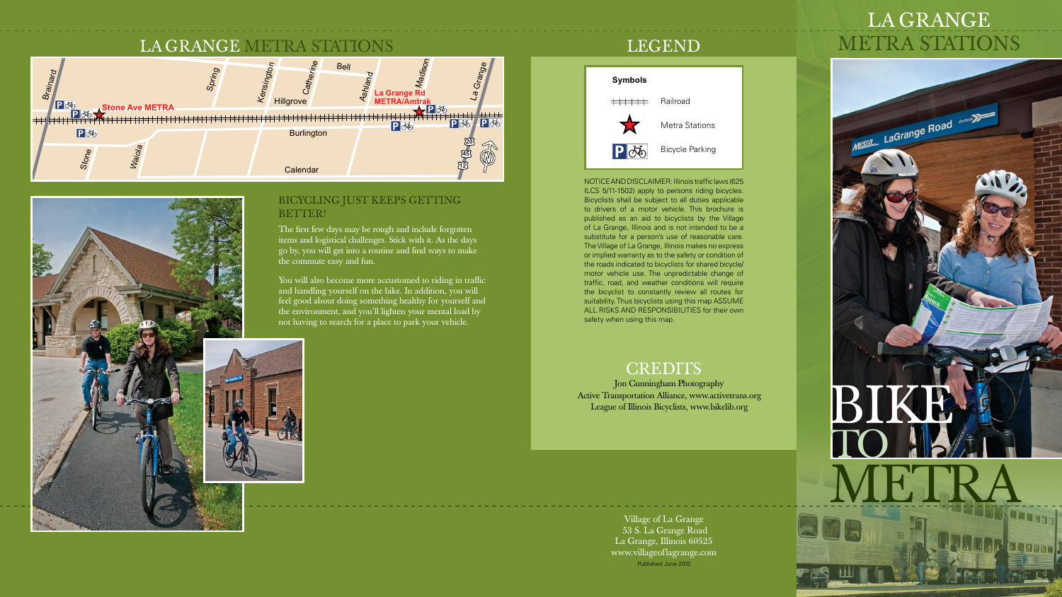# LA GRANGE METRA STATIONS

Brainard, Spring, Kensington, Catherine, Bell, Ashland, Madison, La Grange

Stone Ave METRA

La Grange Rd METRA/Amtrak

Hillgrove

Burlington

Stone, Waiola

Calendar

## BICYCLING JUST KEEPS GETTING BETTER!

The first few days may be rough and include forgotten items and logistical challenges. Stick with it. As the days go by, you will get into a routine and find ways to make the commute easy and fun.

You will also become more accustomed to riding in traffic and handling yourself on the bike. In addition, you will feel good about doing something healthy for yourself and the environment, and you'll lighten your mental load by not having to search for a place to park your vehicle.

## LEGEND

**Symbols**

- Railroad
- Metra Stations
- Bicycle Parking

NOTICE AND DISCLAIMER: Illinois traffic laws (625 ILCS 5/11-1502) apply to persons riding bicycles. Bicyclists shall be subject to all duties applicable to drivers of a motor vehicle. This brochure is published as an aid to bicyclists by the Village of La Grange, Illinois and is not intended to be a substitute for a person's use of reasonable care. The Village of La Grange, Illinois makes no express or implied warranty as to the safety or condition of the roads indicated to bicyclists for shared bicycle/motor vehicle use. The unpredictable change of traffic, road, and weather conditions will require the bicyclist to constantly review all routes for suitability. Thus bicyclists using this map ASSUME ALL RISKS AND RESPONSIBILITIES for their own safety when using this map.

## CREDITS

Jon Cunningham Photography
Active Transportation Alliance, www.activetrans.org
League of Illinois Bicyclists, www.bikelib.org

Village of La Grange
53 S. La Grange Road
La Grange, Illinois 60525
www.villageoflagrange.com
Published June 2010

# LA GRANGE METRA STATIONS

# BIKE TO METRA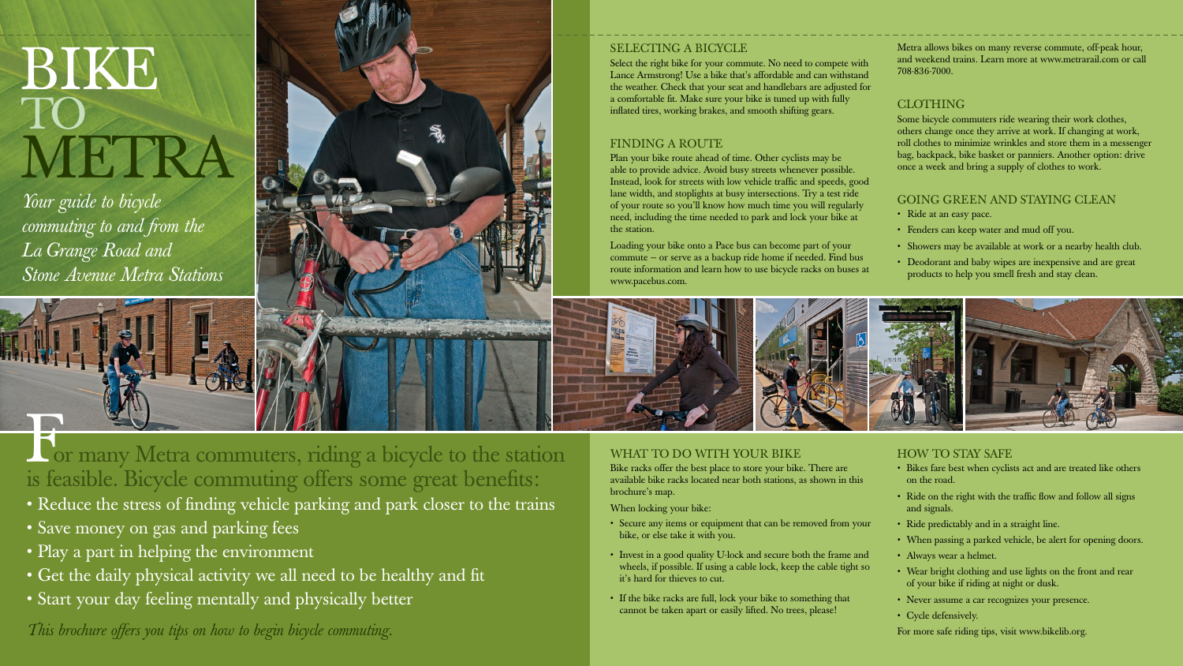# BIKE TO METRA

*Your guide to bicycle commuting to and from the La Grange Road and Stone Avenue Metra Stations*

For many Metra commuters, riding a bicycle to the station is feasible. Bicycle commuting offers some great benefits:

- Reduce the stress of finding vehicle parking and park closer to the trains
- Save money on gas and parking fees
- Play a part in helping the environment
- Get the daily physical activity we all need to be healthy and fit
- Start your day feeling mentally and physically better

*This brochure offers you tips on how to begin bicycle commuting.*

## SELECTING A BICYCLE

Select the right bike for your commute. No need to compete with Lance Armstrong! Use a bike that's affordable and can withstand the weather. Check that your seat and handlebars are adjusted for a comfortable fit. Make sure your bike is tuned up with fully inflated tires, working brakes, and smooth shifting gears.

## FINDING A ROUTE

Plan your bike route ahead of time. Other cyclists may be able to provide advice. Avoid busy streets whenever possible. Instead, look for streets with low vehicle traffic and speeds, good lane width, and stoplights at busy intersections. Try a test ride of your route so you'll know how much time you will regularly need, including the time needed to park and lock your bike at the station.

Loading your bike onto a Pace bus can become part of your commute – or serve as a backup ride home if needed. Find bus route information and learn how to use bicycle racks on buses at www.pacebus.com.

Metra allows bikes on many reverse commute, off-peak hour, and weekend trains. Learn more at www.metrarail.com or call 708-836-7000.

## CLOTHING

Some bicycle commuters ride wearing their work clothes, others change once they arrive at work. If changing at work, roll clothes to minimize wrinkles and store them in a messenger bag, backpack, bike basket or panniers. Another option: drive once a week and bring a supply of clothes to work.

## GOING GREEN AND STAYING CLEAN

- Ride at an easy pace.
- Fenders can keep water and mud off you.
- Showers may be available at work or a nearby health club.
- Deodorant and baby wipes are inexpensive and are great products to help you smell fresh and stay clean.

## WHAT TO DO WITH YOUR BIKE

Bike racks offer the best place to store your bike. There are available bike racks located near both stations, as shown in this brochure's map.

When locking your bike:

- Secure any items or equipment that can be removed from your bike, or else take it with you.
- Invest in a good quality U-lock and secure both the frame and wheels, if possible. If using a cable lock, keep the cable tight so it's hard for thieves to cut.
- If the bike racks are full, lock your bike to something that cannot be taken apart or easily lifted. No trees, please!

## HOW TO STAY SAFE

- Bikes fare best when cyclists act and are treated like others on the road.
- Ride on the right with the traffic flow and follow all signs and signals.
- Ride predictably and in a straight line.
- When passing a parked vehicle, be alert for opening doors.
- Always wear a helmet.
- Wear bright clothing and use lights on the front and rear of your bike if riding at night or dusk.
- Never assume a car recognizes your presence.
- Cycle defensively.

For more safe riding tips, visit www.bikelib.org.